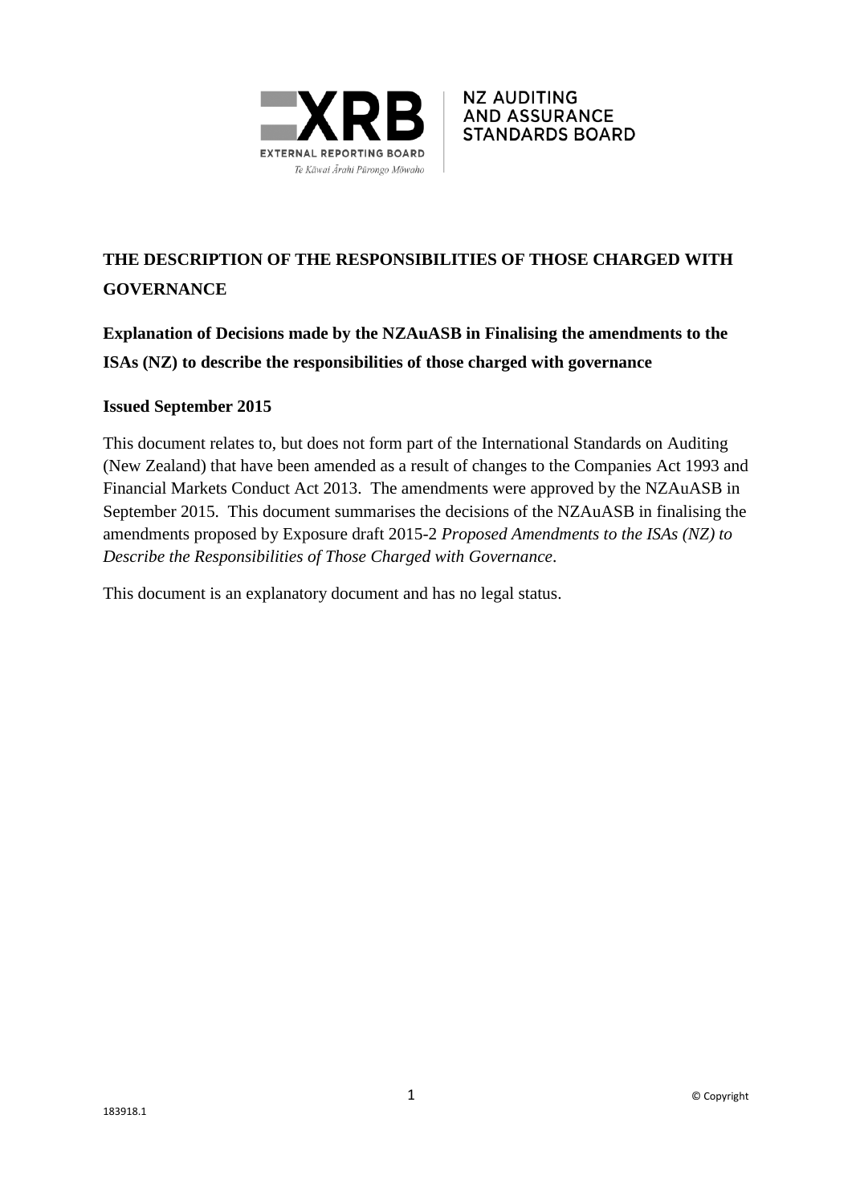EXTERNAL REPORTING BOARD
Te Kāwai Ārahi Pūrongo Mōwaho

NZ AUDITING AND ASSURANCE STANDARDS BOARD

# THE DESCRIPTION OF THE RESPONSIBILITIES OF THOSE CHARGED WITH GOVERNANCE

## Explanation of Decisions made by the NZAuASB in Finalising the amendments to the ISAs (NZ) to describe the responsibilities of those charged with governance

### Issued September 2015

This document relates to, but does not form part of the International Standards on Auditing (New Zealand) that have been amended as a result of changes to the Companies Act 1993 and Financial Markets Conduct Act 2013. The amendments were approved by the NZAuASB in September 2015. This document summarises the decisions of the NZAuASB in finalising the amendments proposed by Exposure draft 2015-2 *Proposed Amendments to the ISAs (NZ) to Describe the Responsibilities of Those Charged with Governance*.

This document is an explanatory document and has no legal status.

© Copyright

183918.1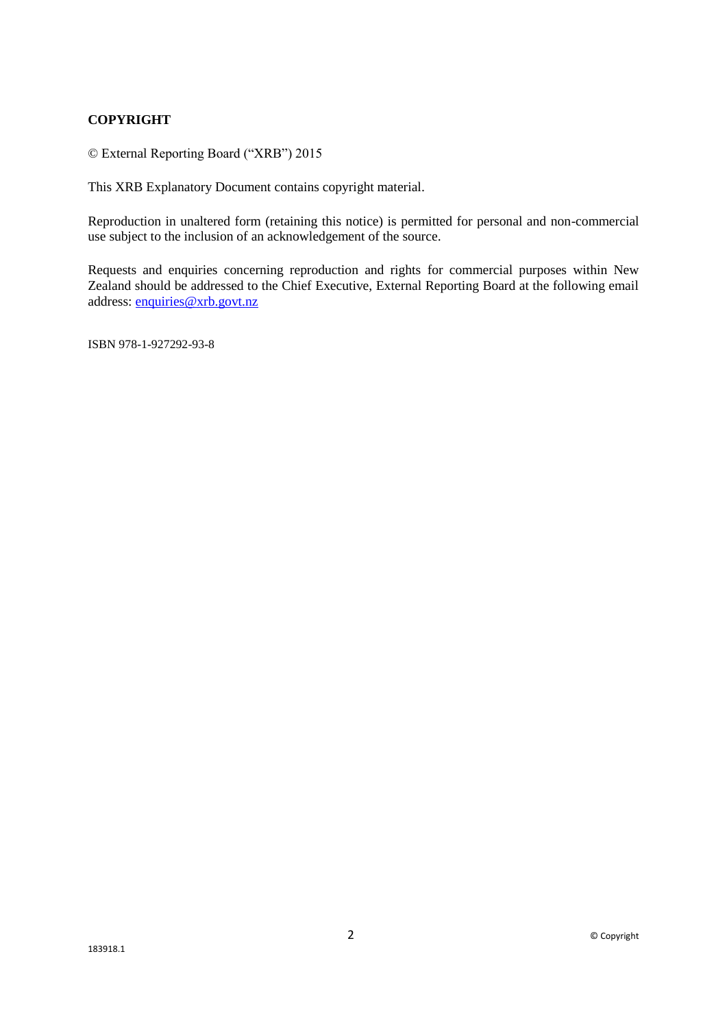**COPYRIGHT**

© External Reporting Board ("XRB") 2015

This XRB Explanatory Document contains copyright material.

Reproduction in unaltered form (retaining this notice) is permitted for personal and non-commercial use subject to the inclusion of an acknowledgement of the source.

Requests and enquiries concerning reproduction and rights for commercial purposes within New Zealand should be addressed to the Chief Executive, External Reporting Board at the following email address: enquiries@xrb.govt.nz

ISBN 978-1-927292-93-8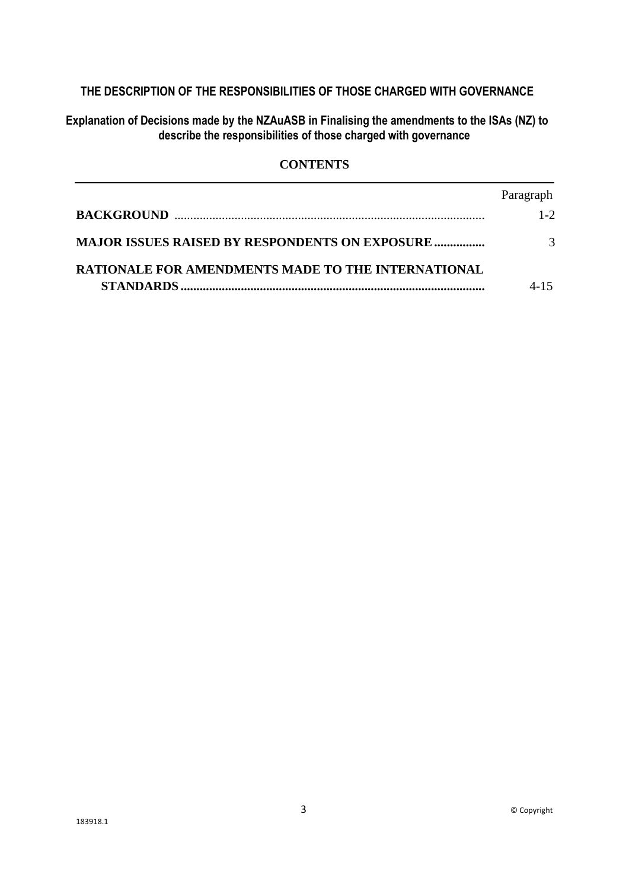## THE DESCRIPTION OF THE RESPONSIBILITIES OF THOSE CHARGED WITH GOVERNANCE

### Explanation of Decisions made by the NZAuASB in Finalising the amendments to the ISAs (NZ) to describe the responsibilities of those charged with governance

**CONTENTS**

| | Paragraph |
|---|---|
| **BACKGROUND** | 1-2 |
| **MAJOR ISSUES RAISED BY RESPONDENTS ON EXPOSURE** | 3 |
| **RATIONALE FOR AMENDMENTS MADE TO THE INTERNATIONAL STANDARDS** | 4-15 |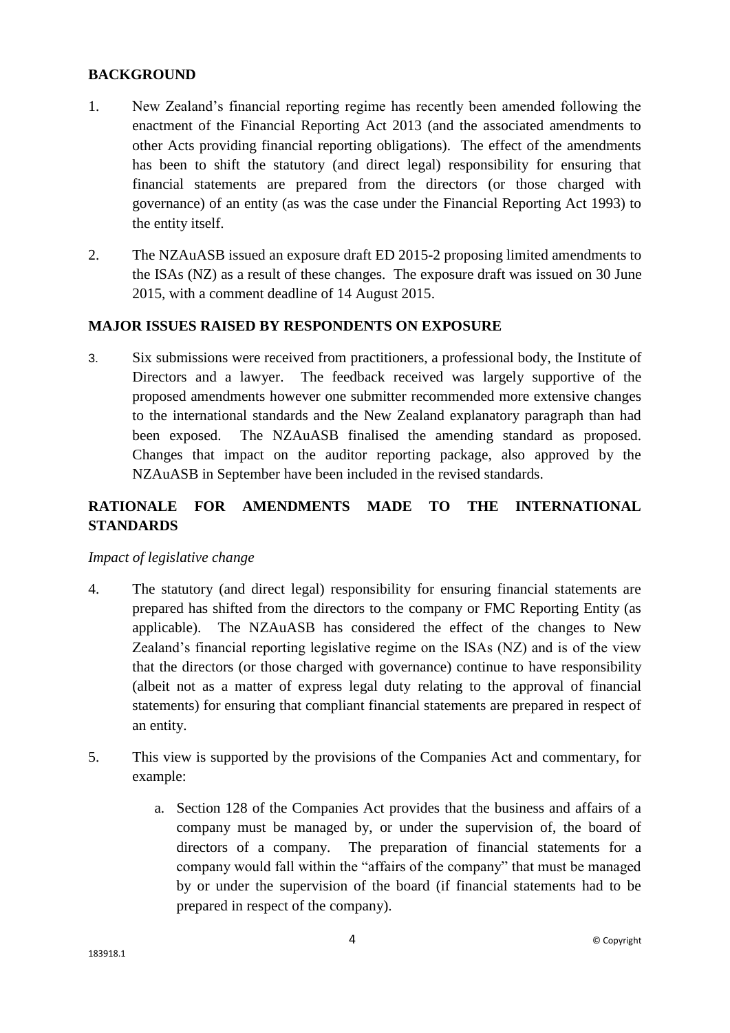## BACKGROUND

1. New Zealand's financial reporting regime has recently been amended following the enactment of the Financial Reporting Act 2013 (and the associated amendments to other Acts providing financial reporting obligations). The effect of the amendments has been to shift the statutory (and direct legal) responsibility for ensuring that financial statements are prepared from the directors (or those charged with governance) of an entity (as was the case under the Financial Reporting Act 1993) to the entity itself.

2. The NZAuASB issued an exposure draft ED 2015-2 proposing limited amendments to the ISAs (NZ) as a result of these changes. The exposure draft was issued on 30 June 2015, with a comment deadline of 14 August 2015.

## MAJOR ISSUES RAISED BY RESPONDENTS ON EXPOSURE

3. Six submissions were received from practitioners, a professional body, the Institute of Directors and a lawyer. The feedback received was largely supportive of the proposed amendments however one submitter recommended more extensive changes to the international standards and the New Zealand explanatory paragraph than had been exposed. The NZAuASB finalised the amending standard as proposed. Changes that impact on the auditor reporting package, also approved by the NZAuASB in September have been included in the revised standards.

## RATIONALE FOR AMENDMENTS MADE TO THE INTERNATIONAL STANDARDS

*Impact of legislative change*

4. The statutory (and direct legal) responsibility for ensuring financial statements are prepared has shifted from the directors to the company or FMC Reporting Entity (as applicable). The NZAuASB has considered the effect of the changes to New Zealand's financial reporting legislative regime on the ISAs (NZ) and is of the view that the directors (or those charged with governance) continue to have responsibility (albeit not as a matter of express legal duty relating to the approval of financial statements) for ensuring that compliant financial statements are prepared in respect of an entity.

5. This view is supported by the provisions of the Companies Act and commentary, for example:

   a. Section 128 of the Companies Act provides that the business and affairs of a company must be managed by, or under the supervision of, the board of directors of a company. The preparation of financial statements for a company would fall within the "affairs of the company" that must be managed by or under the supervision of the board (if financial statements had to be prepared in respect of the company).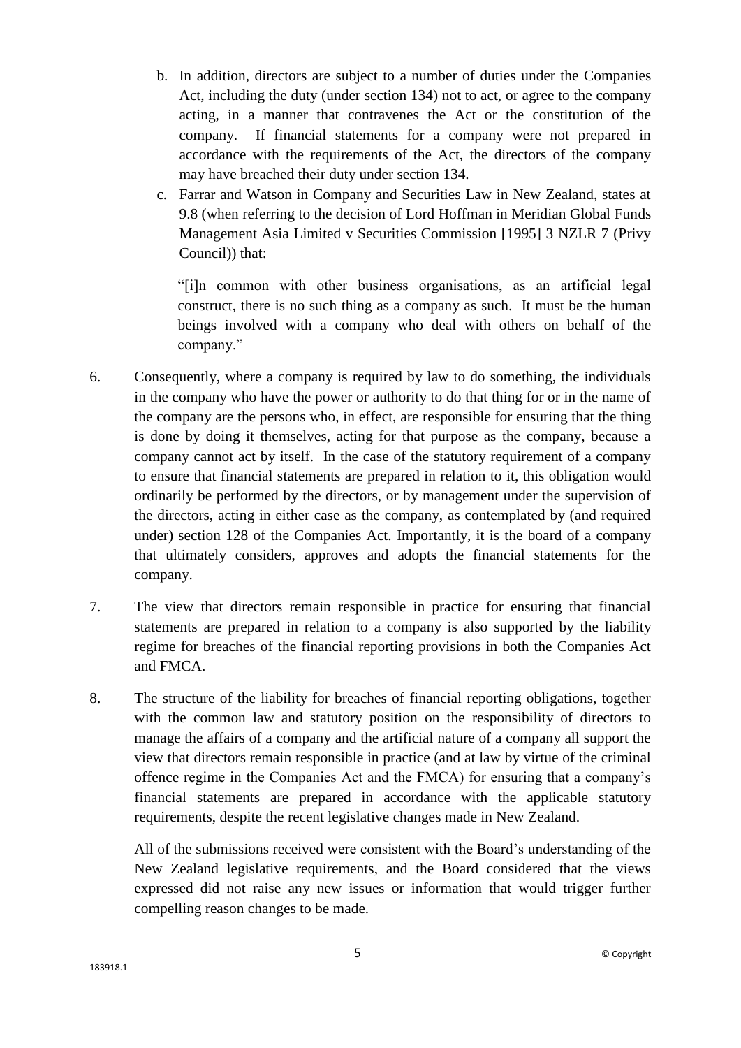b. In addition, directors are subject to a number of duties under the Companies Act, including the duty (under section 134) not to act, or agree to the company acting, in a manner that contravenes the Act or the constitution of the company. If financial statements for a company were not prepared in accordance with the requirements of the Act, the directors of the company may have breached their duty under section 134.

c. Farrar and Watson in Company and Securities Law in New Zealand, states at 9.8 (when referring to the decision of Lord Hoffman in Meridian Global Funds Management Asia Limited v Securities Commission [1995] 3 NZLR 7 (Privy Council)) that:

> "[i]n common with other business organisations, as an artificial legal construct, there is no such thing as a company as such. It must be the human beings involved with a company who deal with others on behalf of the company."

6. Consequently, where a company is required by law to do something, the individuals in the company who have the power or authority to do that thing for or in the name of the company are the persons who, in effect, are responsible for ensuring that the thing is done by doing it themselves, acting for that purpose as the company, because a company cannot act by itself. In the case of the statutory requirement of a company to ensure that financial statements are prepared in relation to it, this obligation would ordinarily be performed by the directors, or by management under the supervision of the directors, acting in either case as the company, as contemplated by (and required under) section 128 of the Companies Act. Importantly, it is the board of a company that ultimately considers, approves and adopts the financial statements for the company.

7. The view that directors remain responsible in practice for ensuring that financial statements are prepared in relation to a company is also supported by the liability regime for breaches of the financial reporting provisions in both the Companies Act and FMCA.

8. The structure of the liability for breaches of financial reporting obligations, together with the common law and statutory position on the responsibility of directors to manage the affairs of a company and the artificial nature of a company all support the view that directors remain responsible in practice (and at law by virtue of the criminal offence regime in the Companies Act and the FMCA) for ensuring that a company's financial statements are prepared in accordance with the applicable statutory requirements, despite the recent legislative changes made in New Zealand.

All of the submissions received were consistent with the Board's understanding of the New Zealand legislative requirements, and the Board considered that the views expressed did not raise any new issues or information that would trigger further compelling reason changes to be made.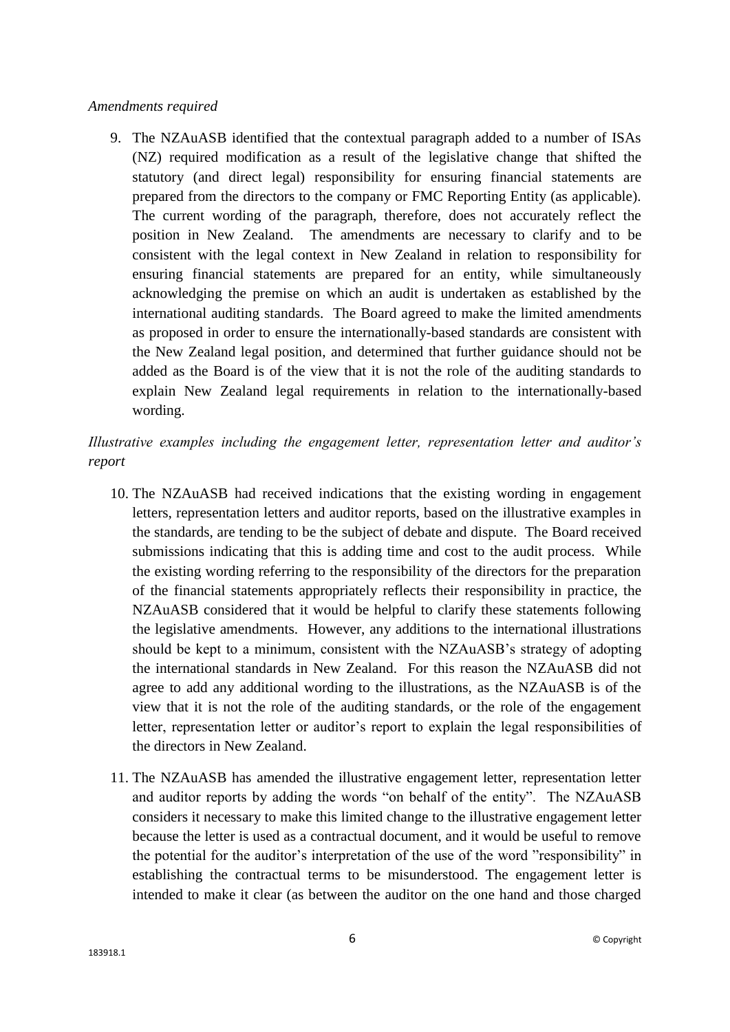*Amendments required*

9. The NZAuASB identified that the contextual paragraph added to a number of ISAs (NZ) required modification as a result of the legislative change that shifted the statutory (and direct legal) responsibility for ensuring financial statements are prepared from the directors to the company or FMC Reporting Entity (as applicable). The current wording of the paragraph, therefore, does not accurately reflect the position in New Zealand. The amendments are necessary to clarify and to be consistent with the legal context in New Zealand in relation to responsibility for ensuring financial statements are prepared for an entity, while simultaneously acknowledging the premise on which an audit is undertaken as established by the international auditing standards. The Board agreed to make the limited amendments as proposed in order to ensure the internationally-based standards are consistent with the New Zealand legal position, and determined that further guidance should not be added as the Board is of the view that it is not the role of the auditing standards to explain New Zealand legal requirements in relation to the internationally-based wording.

*Illustrative examples including the engagement letter, representation letter and auditor's report*

10. The NZAuASB had received indications that the existing wording in engagement letters, representation letters and auditor reports, based on the illustrative examples in the standards, are tending to be the subject of debate and dispute. The Board received submissions indicating that this is adding time and cost to the audit process. While the existing wording referring to the responsibility of the directors for the preparation of the financial statements appropriately reflects their responsibility in practice, the NZAuASB considered that it would be helpful to clarify these statements following the legislative amendments. However, any additions to the international illustrations should be kept to a minimum, consistent with the NZAuASB's strategy of adopting the international standards in New Zealand. For this reason the NZAuASB did not agree to add any additional wording to the illustrations, as the NZAuASB is of the view that it is not the role of the auditing standards, or the role of the engagement letter, representation letter or auditor's report to explain the legal responsibilities of the directors in New Zealand.

11. The NZAuASB has amended the illustrative engagement letter, representation letter and auditor reports by adding the words "on behalf of the entity". The NZAuASB considers it necessary to make this limited change to the illustrative engagement letter because the letter is used as a contractual document, and it would be useful to remove the potential for the auditor's interpretation of the use of the word "responsibility" in establishing the contractual terms to be misunderstood. The engagement letter is intended to make it clear (as between the auditor on the one hand and those charged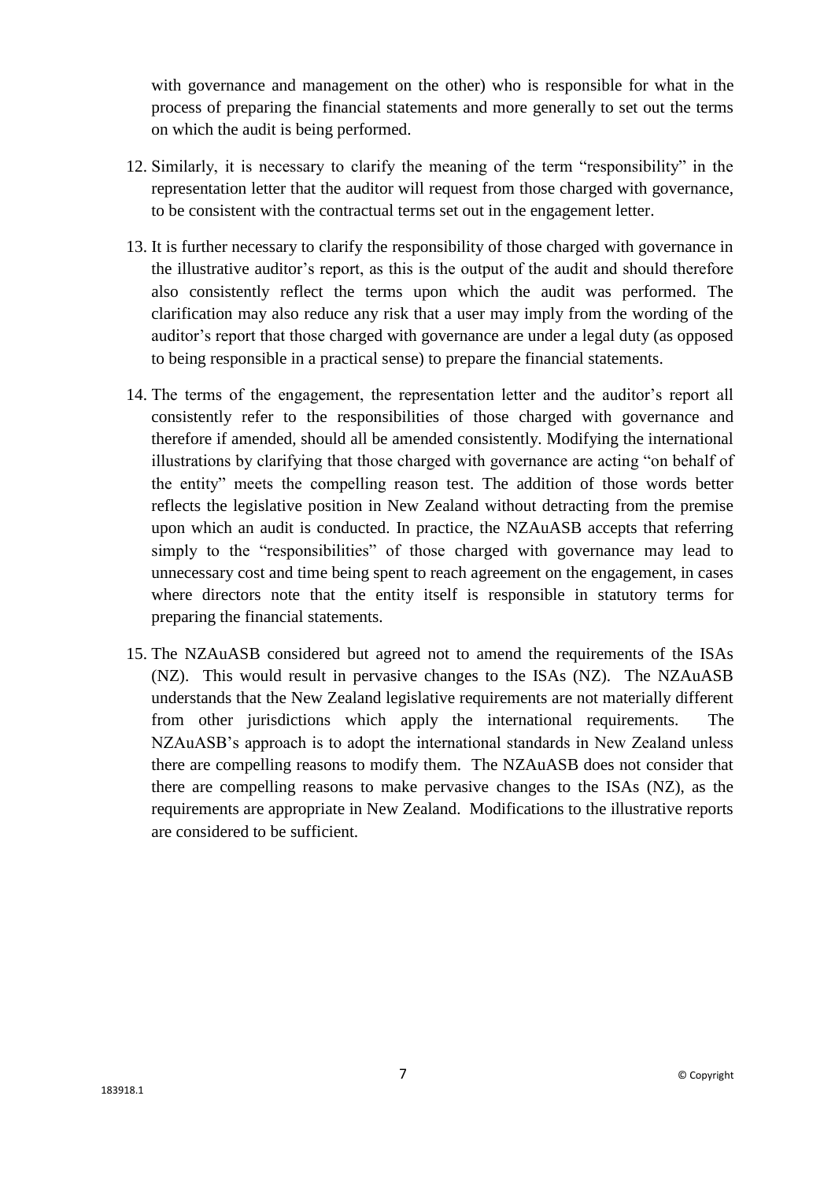with governance and management on the other) who is responsible for what in the process of preparing the financial statements and more generally to set out the terms on which the audit is being performed.

12. Similarly, it is necessary to clarify the meaning of the term "responsibility" in the representation letter that the auditor will request from those charged with governance, to be consistent with the contractual terms set out in the engagement letter.

13. It is further necessary to clarify the responsibility of those charged with governance in the illustrative auditor's report, as this is the output of the audit and should therefore also consistently reflect the terms upon which the audit was performed. The clarification may also reduce any risk that a user may imply from the wording of the auditor's report that those charged with governance are under a legal duty (as opposed to being responsible in a practical sense) to prepare the financial statements.

14. The terms of the engagement, the representation letter and the auditor's report all consistently refer to the responsibilities of those charged with governance and therefore if amended, should all be amended consistently. Modifying the international illustrations by clarifying that those charged with governance are acting "on behalf of the entity" meets the compelling reason test. The addition of those words better reflects the legislative position in New Zealand without detracting from the premise upon which an audit is conducted. In practice, the NZAuASB accepts that referring simply to the "responsibilities" of those charged with governance may lead to unnecessary cost and time being spent to reach agreement on the engagement, in cases where directors note that the entity itself is responsible in statutory terms for preparing the financial statements.

15. The NZAuASB considered but agreed not to amend the requirements of the ISAs (NZ). This would result in pervasive changes to the ISAs (NZ). The NZAuASB understands that the New Zealand legislative requirements are not materially different from other jurisdictions which apply the international requirements. The NZAuASB's approach is to adopt the international standards in New Zealand unless there are compelling reasons to modify them. The NZAuASB does not consider that there are compelling reasons to make pervasive changes to the ISAs (NZ), as the requirements are appropriate in New Zealand. Modifications to the illustrative reports are considered to be sufficient.